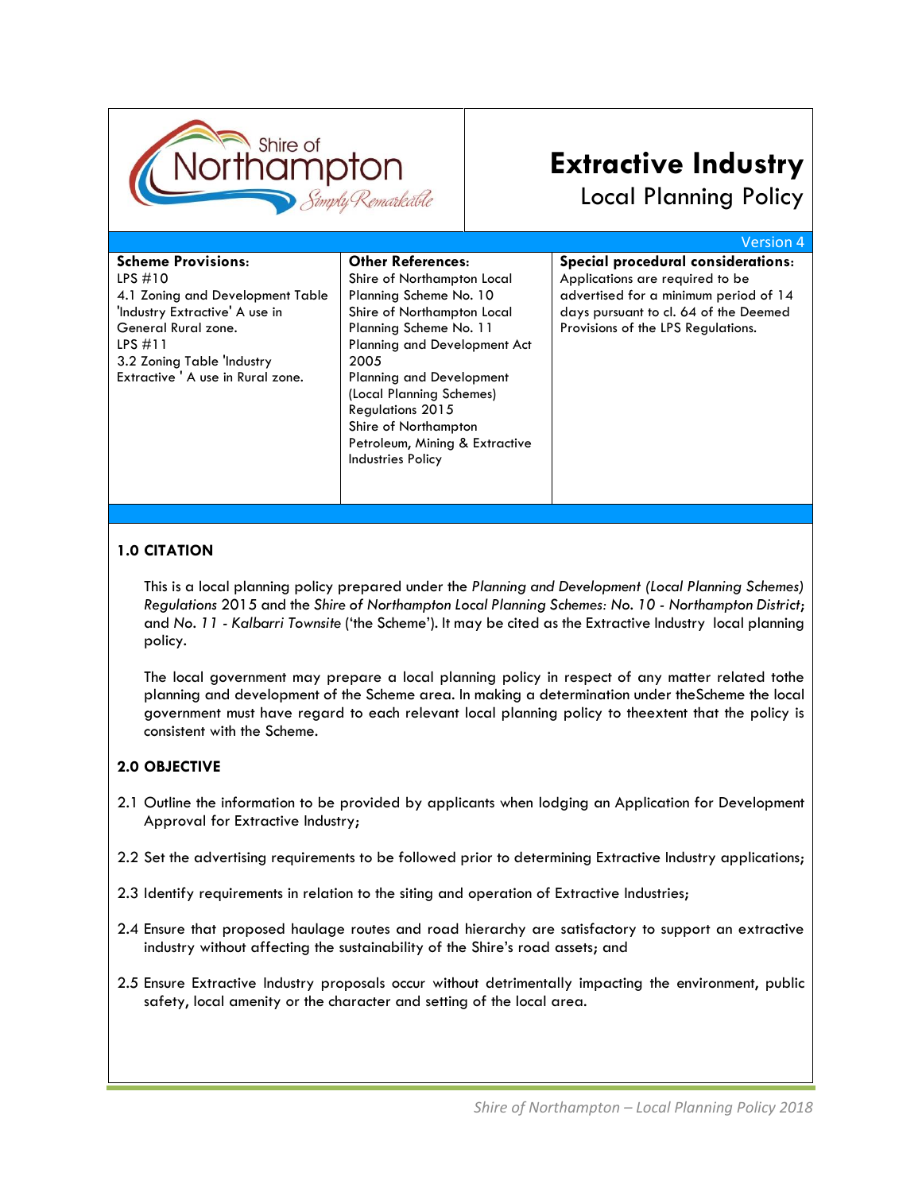# Extractive Industry

## Local Planning Policy

Version 4

| Scheme Provisions: | Other References: | Special procedural considerations: |
|---|---|---|
| LPS #10<br>4.1 Zoning and Development Table 'Industry Extractive' A use in General Rural zone.<br>LPS #11<br>3.2 Zoning Table 'Industry Extractive ' A use in Rural zone. | Shire of Northampton Local Planning Scheme No. 10<br>Shire of Northampton Local Planning Scheme No. 11<br>Planning and Development Act 2005<br>Planning and Development (Local Planning Schemes) Regulations 2015<br>Shire of Northampton Petroleum, Mining & Extractive Industries Policy | Applications are required to be advertised for a minimum period of 14 days pursuant to cl. 64 of the Deemed Provisions of the LPS Regulations. |

### 1.0 CITATION

This is a local planning policy prepared under the *Planning and Development (Local Planning Schemes) Regulations* 2015 and the *Shire of Northampton Local Planning Schemes: No. 10 - Northampton District*; and *No. 11 - Kalbarri Townsite* ('the Scheme'). It may be cited as the Extractive Industry local planning policy.

The local government may prepare a local planning policy in respect of any matter related tothe planning and development of the Scheme area. In making a determination under theScheme the local government must have regard to each relevant local planning policy to theextent that the policy is consistent with the Scheme.

### 2.0 OBJECTIVE

2.1 Outline the information to be provided by applicants when lodging an Application for Development Approval for Extractive Industry;

2.2 Set the advertising requirements to be followed prior to determining Extractive Industry applications;

2.3 Identify requirements in relation to the siting and operation of Extractive Industries;

2.4 Ensure that proposed haulage routes and road hierarchy are satisfactory to support an extractive industry without affecting the sustainability of the Shire's road assets; and

2.5 Ensure Extractive Industry proposals occur without detrimentally impacting the environment, public safety, local amenity or the character and setting of the local area.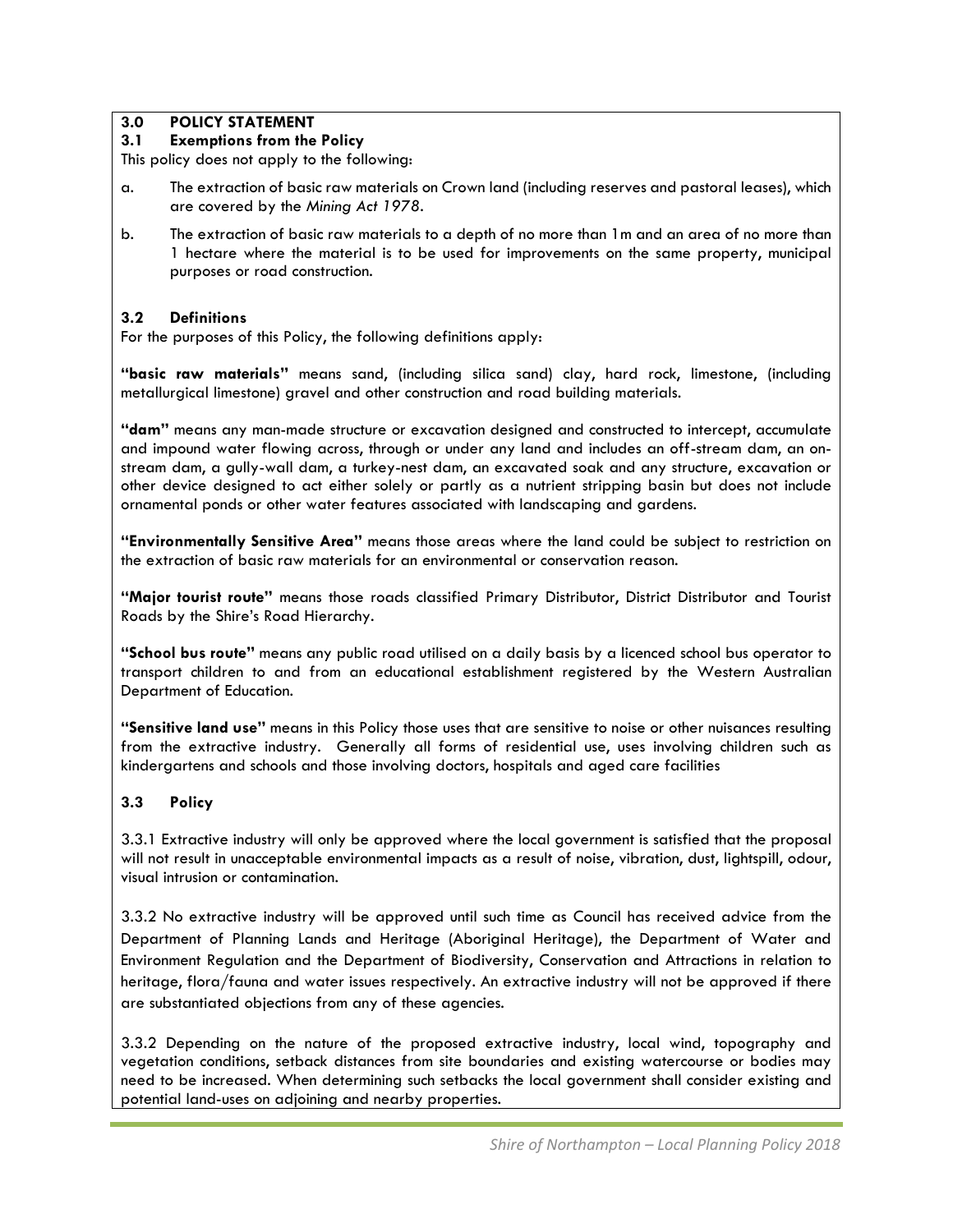## 3.0 POLICY STATEMENT

### 3.1 Exemptions from the Policy

This policy does not apply to the following:

a. The extraction of basic raw materials on Crown land (including reserves and pastoral leases), which are covered by the *Mining Act 1978*.

b. The extraction of basic raw materials to a depth of no more than 1m and an area of no more than 1 hectare where the material is to be used for improvements on the same property, municipal purposes or road construction.

### 3.2 Definitions

For the purposes of this Policy, the following definitions apply:

**"basic raw materials"** means sand, (including silica sand) clay, hard rock, limestone, (including metallurgical limestone) gravel and other construction and road building materials.

**"dam"** means any man-made structure or excavation designed and constructed to intercept, accumulate and impound water flowing across, through or under any land and includes an off-stream dam, an on-stream dam, a gully-wall dam, a turkey-nest dam, an excavated soak and any structure, excavation or other device designed to act either solely or partly as a nutrient stripping basin but does not include ornamental ponds or other water features associated with landscaping and gardens.

**"Environmentally Sensitive Area"** means those areas where the land could be subject to restriction on the extraction of basic raw materials for an environmental or conservation reason.

**"Major tourist route"** means those roads classified Primary Distributor, District Distributor and Tourist Roads by the Shire's Road Hierarchy.

**"School bus route"** means any public road utilised on a daily basis by a licenced school bus operator to transport children to and from an educational establishment registered by the Western Australian Department of Education.

**"Sensitive land use"** means in this Policy those uses that are sensitive to noise or other nuisances resulting from the extractive industry. Generally all forms of residential use, uses involving children such as kindergartens and schools and those involving doctors, hospitals and aged care facilities

### 3.3 Policy

3.3.1 Extractive industry will only be approved where the local government is satisfied that the proposal will not result in unacceptable environmental impacts as a result of noise, vibration, dust, lightspill, odour, visual intrusion or contamination.

3.3.2 No extractive industry will be approved until such time as Council has received advice from the Department of Planning Lands and Heritage (Aboriginal Heritage), the Department of Water and Environment Regulation and the Department of Biodiversity, Conservation and Attractions in relation to heritage, flora/fauna and water issues respectively. An extractive industry will not be approved if there are substantiated objections from any of these agencies.

3.3.2 Depending on the nature of the proposed extractive industry, local wind, topography and vegetation conditions, setback distances from site boundaries and existing watercourse or bodies may need to be increased. When determining such setbacks the local government shall consider existing and potential land-uses on adjoining and nearby properties.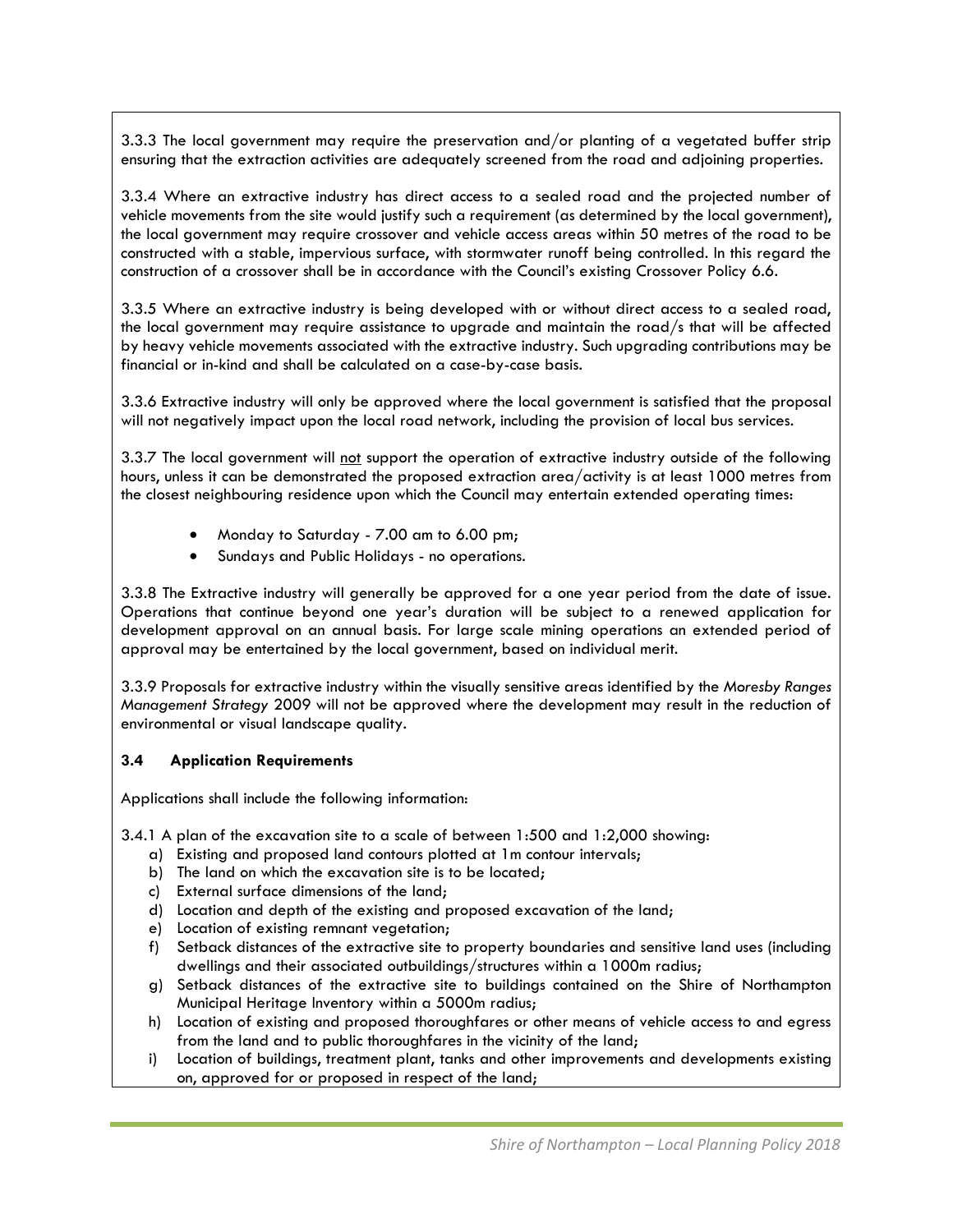3.3.3 The local government may require the preservation and/or planting of a vegetated buffer strip ensuring that the extraction activities are adequately screened from the road and adjoining properties.

3.3.4 Where an extractive industry has direct access to a sealed road and the projected number of vehicle movements from the site would justify such a requirement (as determined by the local government), the local government may require crossover and vehicle access areas within 50 metres of the road to be constructed with a stable, impervious surface, with stormwater runoff being controlled. In this regard the construction of a crossover shall be in accordance with the Council's existing Crossover Policy 6.6.

3.3.5 Where an extractive industry is being developed with or without direct access to a sealed road, the local government may require assistance to upgrade and maintain the road/s that will be affected by heavy vehicle movements associated with the extractive industry. Such upgrading contributions may be financial or in-kind and shall be calculated on a case-by-case basis.

3.3.6 Extractive industry will only be approved where the local government is satisfied that the proposal will not negatively impact upon the local road network, including the provision of local bus services.

3.3.7 The local government will <u>not</u> support the operation of extractive industry outside of the following hours, unless it can be demonstrated the proposed extraction area/activity is at least 1000 metres from the closest neighbouring residence upon which the Council may entertain extended operating times:

- Monday to Saturday - 7.00 am to 6.00 pm;
- Sundays and Public Holidays - no operations.

3.3.8 The Extractive industry will generally be approved for a one year period from the date of issue. Operations that continue beyond one year's duration will be subject to a renewed application for development approval on an annual basis. For large scale mining operations an extended period of approval may be entertained by the local government, based on individual merit.

3.3.9 Proposals for extractive industry within the visually sensitive areas identified by the *Moresby Ranges Management Strategy* 2009 will not be approved where the development may result in the reduction of environmental or visual landscape quality.

### 3.4 Application Requirements

Applications shall include the following information:

3.4.1 A plan of the excavation site to a scale of between 1:500 and 1:2,000 showing:

a) Existing and proposed land contours plotted at 1m contour intervals;
b) The land on which the excavation site is to be located;
c) External surface dimensions of the land;
d) Location and depth of the existing and proposed excavation of the land;
e) Location of existing remnant vegetation;
f) Setback distances of the extractive site to property boundaries and sensitive land uses (including dwellings and their associated outbuildings/structures within a 1000m radius;
g) Setback distances of the extractive site to buildings contained on the Shire of Northampton Municipal Heritage Inventory within a 5000m radius;
h) Location of existing and proposed thoroughfares or other means of vehicle access to and egress from the land and to public thoroughfares in the vicinity of the land;
i) Location of buildings, treatment plant, tanks and other improvements and developments existing on, approved for or proposed in respect of the land;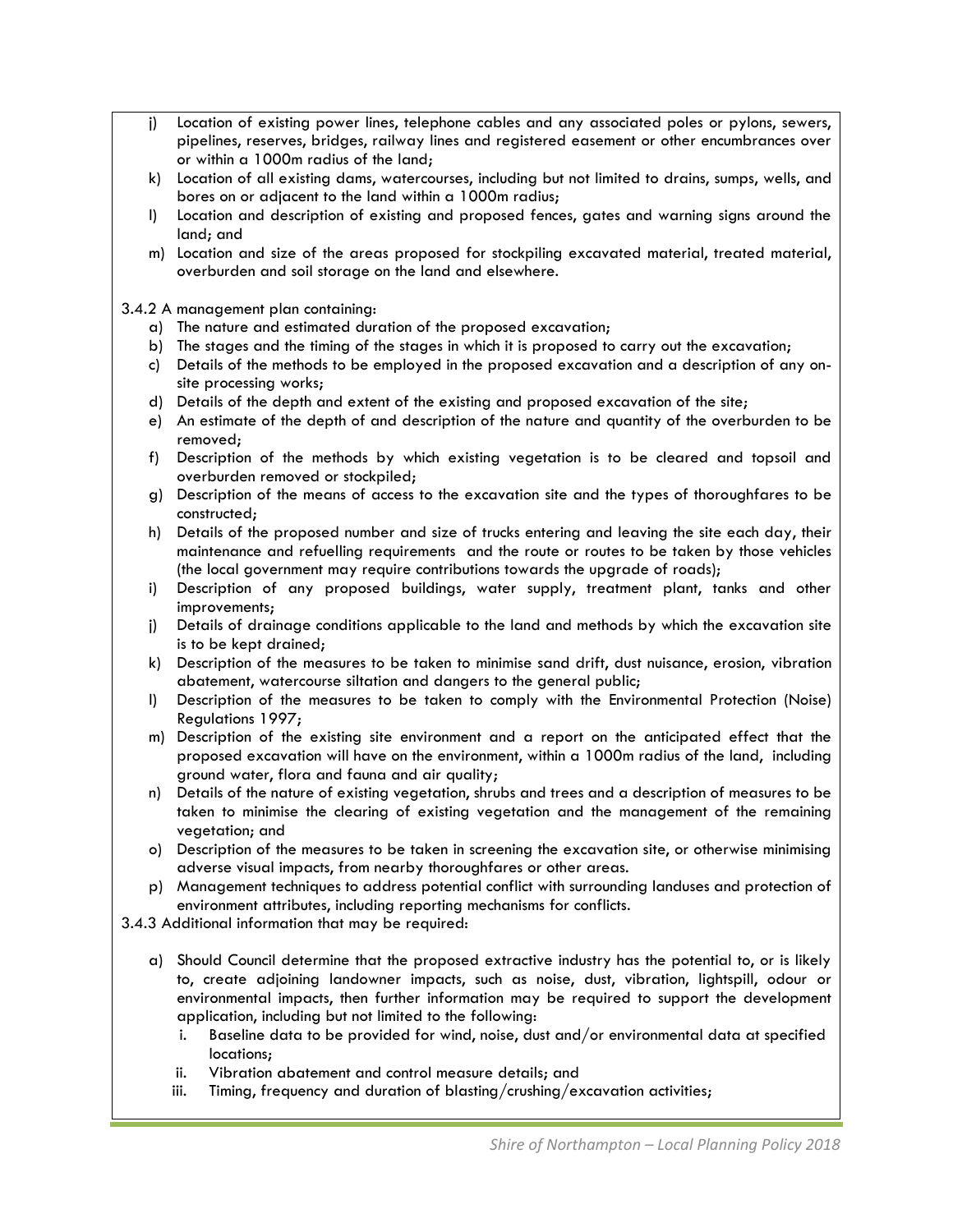j) Location of existing power lines, telephone cables and any associated poles or pylons, sewers, pipelines, reserves, bridges, railway lines and registered easement or other encumbrances over or within a 1000m radius of the land;
k) Location of all existing dams, watercourses, including but not limited to drains, sumps, wells, and bores on or adjacent to the land within a 1000m radius;
l) Location and description of existing and proposed fences, gates and warning signs around the land; and
m) Location and size of the areas proposed for stockpiling excavated material, treated material, overburden and soil storage on the land and elsewhere.

3.4.2 A management plan containing:

a) The nature and estimated duration of the proposed excavation;
b) The stages and the timing of the stages in which it is proposed to carry out the excavation;
c) Details of the methods to be employed in the proposed excavation and a description of any on-site processing works;
d) Details of the depth and extent of the existing and proposed excavation of the site;
e) An estimate of the depth of and description of the nature and quantity of the overburden to be removed;
f) Description of the methods by which existing vegetation is to be cleared and topsoil and overburden removed or stockpiled;
g) Description of the means of access to the excavation site and the types of thoroughfares to be constructed;
h) Details of the proposed number and size of trucks entering and leaving the site each day, their maintenance and refuelling requirements and the route or routes to be taken by those vehicles (the local government may require contributions towards the upgrade of roads);
i) Description of any proposed buildings, water supply, treatment plant, tanks and other improvements;
j) Details of drainage conditions applicable to the land and methods by which the excavation site is to be kept drained;
k) Description of the measures to be taken to minimise sand drift, dust nuisance, erosion, vibration abatement, watercourse siltation and dangers to the general public;
l) Description of the measures to be taken to comply with the Environmental Protection (Noise) Regulations 1997;
m) Description of the existing site environment and a report on the anticipated effect that the proposed excavation will have on the environment, within a 1000m radius of the land, including ground water, flora and fauna and air quality;
n) Details of the nature of existing vegetation, shrubs and trees and a description of measures to be taken to minimise the clearing of existing vegetation and the management of the remaining vegetation; and
o) Description of the measures to be taken in screening the excavation site, or otherwise minimising adverse visual impacts, from nearby thoroughfares or other areas.
p) Management techniques to address potential conflict with surrounding landuses and protection of environment attributes, including reporting mechanisms for conflicts.

3.4.3 Additional information that may be required:

a) Should Council determine that the proposed extractive industry has the potential to, or is likely to, create adjoining landowner impacts, such as noise, dust, vibration, lightspill, odour or environmental impacts, then further information may be required to support the development application, including but not limited to the following:
   i. Baseline data to be provided for wind, noise, dust and/or environmental data at specified locations;
   ii. Vibration abatement and control measure details; and
   iii. Timing, frequency and duration of blasting/crushing/excavation activities;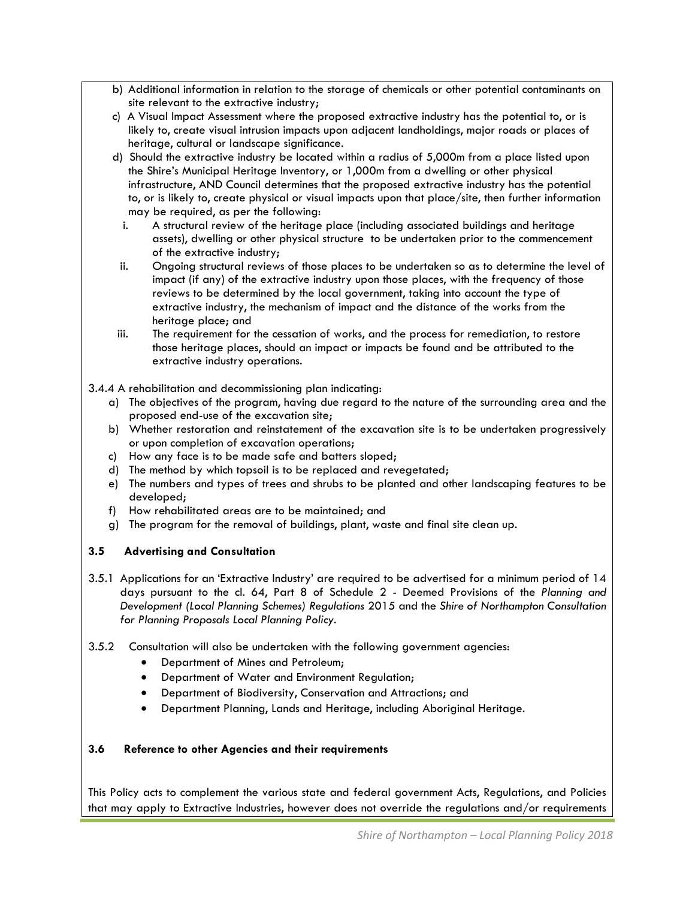b) Additional information in relation to the storage of chemicals or other potential contaminants on site relevant to the extractive industry;

c) A Visual Impact Assessment where the proposed extractive industry has the potential to, or is likely to, create visual intrusion impacts upon adjacent landholdings, major roads or places of heritage, cultural or landscape significance.

d) Should the extractive industry be located within a radius of 5,000m from a place listed upon the Shire's Municipal Heritage Inventory, or 1,000m from a dwelling or other physical infrastructure, AND Council determines that the proposed extractive industry has the potential to, or is likely to, create physical or visual impacts upon that place/site, then further information may be required, as per the following:

   i. A structural review of the heritage place (including associated buildings and heritage assets), dwelling or other physical structure to be undertaken prior to the commencement of the extractive industry;

   ii. Ongoing structural reviews of those places to be undertaken so as to determine the level of impact (if any) of the extractive industry upon those places, with the frequency of those reviews to be determined by the local government, taking into account the type of extractive industry, the mechanism of impact and the distance of the works from the heritage place; and

   iii. The requirement for the cessation of works, and the process for remediation, to restore those heritage places, should an impact or impacts be found and be attributed to the extractive industry operations.

3.4.4 A rehabilitation and decommissioning plan indicating:

a) The objectives of the program, having due regard to the nature of the surrounding area and the proposed end-use of the excavation site;
b) Whether restoration and reinstatement of the excavation site is to be undertaken progressively or upon completion of excavation operations;
c) How any face is to be made safe and batters sloped;
d) The method by which topsoil is to be replaced and revegetated;
e) The numbers and types of trees and shrubs to be planted and other landscaping features to be developed;
f) How rehabilitated areas are to be maintained; and
g) The program for the removal of buildings, plant, waste and final site clean up.

### 3.5 Advertising and Consultation

3.5.1 Applications for an 'Extractive Industry' are required to be advertised for a minimum period of 14 days pursuant to the cl. 64, Part 8 of Schedule 2 - Deemed Provisions of the *Planning and Development (Local Planning Schemes) Regulations* 2015 and the *Shire of Northampton Consultation for Planning Proposals Local Planning Policy*.

3.5.2 Consultation will also be undertaken with the following government agencies:

- Department of Mines and Petroleum;
- Department of Water and Environment Regulation;
- Department of Biodiversity, Conservation and Attractions; and
- Department Planning, Lands and Heritage, including Aboriginal Heritage.

### 3.6 Reference to other Agencies and their requirements

This Policy acts to complement the various state and federal government Acts, Regulations, and Policies that may apply to Extractive Industries, however does not override the regulations and/or requirements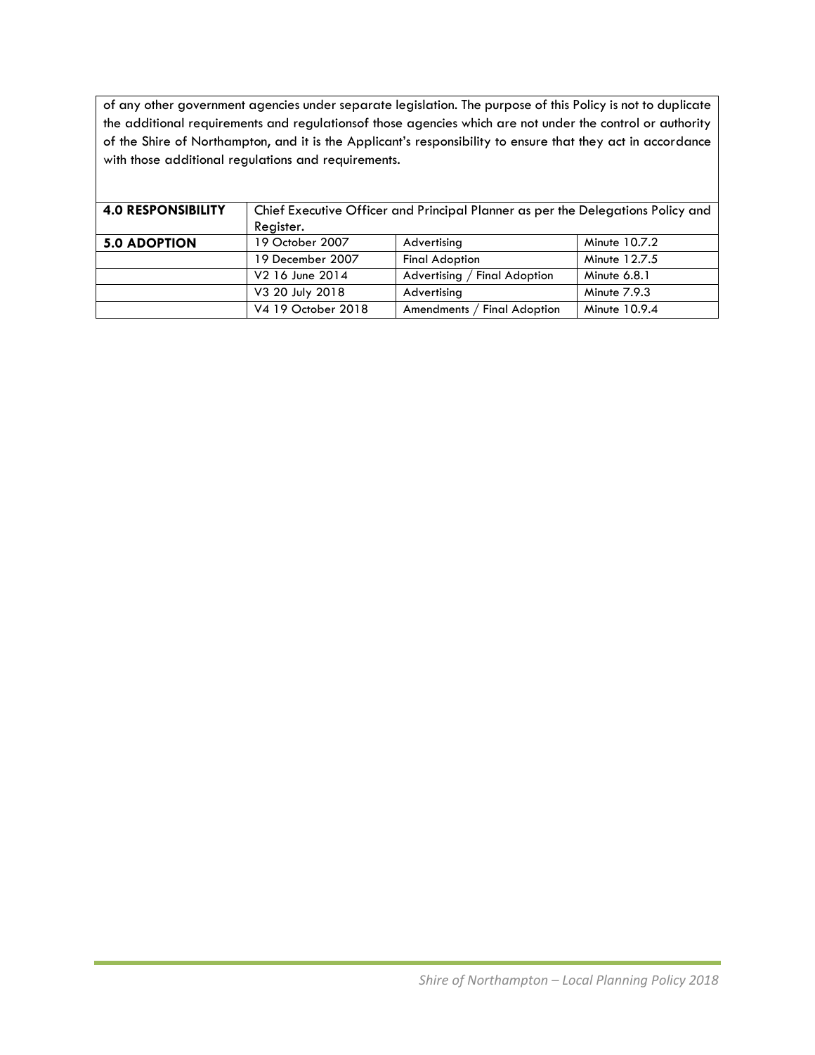of any other government agencies under separate legislation. The purpose of this Policy is not to duplicate the additional requirements and regulationsof those agencies which are not under the control or authority of the Shire of Northampton, and it is the Applicant's responsibility to ensure that they act in accordance with those additional regulations and requirements.

| | | | |
|---|---|---|---|
| **4.0 RESPONSIBILITY** | Chief Executive Officer and Principal Planner as per the Delegations Policy and Register. | | |
| **5.0 ADOPTION** | 19 October 2007 | Advertising | Minute 10.7.2 |
| | 19 December 2007 | Final Adoption | Minute 12.7.5 |
| | V2 16 June 2014 | Advertising / Final Adoption | Minute 6.8.1 |
| | V3 20 July 2018 | Advertising | Minute 7.9.3 |
| | V4 19 October 2018 | Amendments / Final Adoption | Minute 10.9.4 |